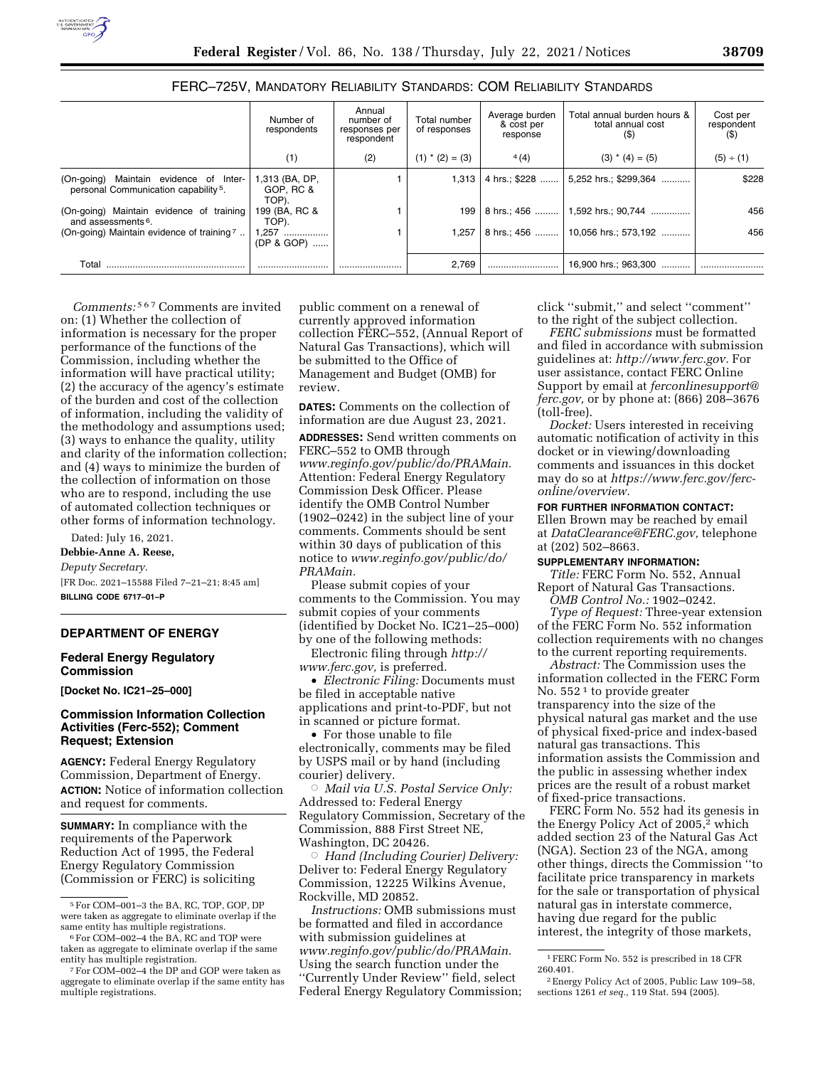## FERC–725V, MANDATORY RELIABILITY STANDARDS: COM RELIABILITY STANDARDS

| | Number of respondents | Annual number of responses per respondent | Total number of responses | Average burden & cost per response | Total annual burden hours & total annual cost ($) | Cost per respondent ($) |
|---|---|---|---|---|---|---|
| | (1) | (2) | (1) * (2) = (3) | [4] (4) | (3) * (4) = (5) | (5) ÷ (1) |
| (On-going) Maintain evidence of Inter-personal Communication capability [5]. | 1,313 (BA, DP, GOP, RC & TOP). | 1 | 1,313 | 4 hrs.; $228 | 5,252 hrs.; $299,364 | $228 |
| (On-going) Maintain evidence of training and assessments [6]. | 199 (BA, RC & TOP). | 1 | 199 | 8 hrs.; 456 | 1,592 hrs.; 90,744 | 456 |
| (On-going) Maintain evidence of training [7] | 1,257 (DP & GOP) | 1 | 1,257 | 8 hrs.; 456 | 10,056 hrs.; 573,192 | 456 |
| Total | | | 2,769 | | 16,900 hrs.; 963,300 | |

*Comments:* [5 6 7] Comments are invited on: (1) Whether the collection of information is necessary for the proper performance of the functions of the Commission, including whether the information will have practical utility; (2) the accuracy of the agency's estimate of the burden and cost of the collection of information, including the validity of the methodology and assumptions used; (3) ways to enhance the quality, utility and clarity of the information collection; and (4) ways to minimize the burden of the collection of information on those who are to respond, including the use of automated collection techniques or other forms of information technology.

Dated: July 16, 2021.

**Debbie-Anne A. Reese,**

*Deputy Secretary.*

[FR Doc. 2021–15588 Filed 7–21–21; 8:45 am]

**BILLING CODE 6717–01–P**

[5] For COM–001–3 the BA, RC, TOP, GOP, DP were taken as aggregate to eliminate overlap if the same entity has multiple registrations.

[6] For COM–002–4 the BA, RC and TOP were taken as aggregate to eliminate overlap if the same entity has multiple registration.

[7] For COM–002–4 the DP and GOP were taken as aggregate to eliminate overlap if the same entity has multiple registrations.

## DEPARTMENT OF ENERGY

### Federal Energy Regulatory Commission

**[Docket No. IC21–25–000]**

### Commission Information Collection Activities (Ferc-552); Comment Request; Extension

**AGENCY:** Federal Energy Regulatory Commission, Department of Energy.

**ACTION:** Notice of information collection and request for comments.

**SUMMARY:** In compliance with the requirements of the Paperwork Reduction Act of 1995, the Federal Energy Regulatory Commission (Commission or FERC) is soliciting public comment on a renewal of currently approved information collection FERC–552, (Annual Report of Natural Gas Transactions), which will be submitted to the Office of Management and Budget (OMB) for review.

**DATES:** Comments on the collection of information are due August 23, 2021.

**ADDRESSES:** Send written comments on FERC–552 to OMB through *www.reginfo.gov/public/do/PRAMain.* Attention: Federal Energy Regulatory Commission Desk Officer. Please identify the OMB Control Number (1902–0242) in the subject line of your comments. Comments should be sent within 30 days of publication of this notice to *www.reginfo.gov/public/do/PRAMain.*

Please submit copies of your comments to the Commission. You may submit copies of your comments (identified by Docket No. IC21–25–000) by one of the following methods:

Electronic filing through *http://www.ferc.gov,* is preferred.

- *Electronic Filing:* Documents must be filed in acceptable native applications and print-to-PDF, but not in scanned or picture format.
- For those unable to file electronically, comments may be filed by USPS mail or by hand (including courier) delivery.
  - *Mail via U.S. Postal Service Only:* Addressed to: Federal Energy Regulatory Commission, Secretary of the Commission, 888 First Street NE, Washington, DC 20426.
  - *Hand (Including Courier) Delivery:* Deliver to: Federal Energy Regulatory Commission, 12225 Wilkins Avenue, Rockville, MD 20852.

*Instructions:* OMB submissions must be formatted and filed in accordance with submission guidelines at *www.reginfo.gov/public/do/PRAMain.* Using the search function under the ''Currently Under Review'' field, select Federal Energy Regulatory Commission; click ''submit,'' and select ''comment'' to the right of the subject collection.

*FERC submissions* must be formatted and filed in accordance with submission guidelines at: *http://www.ferc.gov.* For user assistance, contact FERC Online Support by email at *ferconlinesupport@ferc.gov,* or by phone at: (866) 208–3676 (toll-free).

*Docket:* Users interested in receiving automatic notification of activity in this docket or in viewing/downloading comments and issuances in this docket may do so at *https://www.ferc.gov/ferc-online/overview.*

**FOR FURTHER INFORMATION CONTACT:** Ellen Brown may be reached by email at *DataClearance@FERC.gov,* telephone at (202) 502–8663.

**SUPPLEMENTARY INFORMATION:**

*Title:* FERC Form No. 552, Annual Report of Natural Gas Transactions.

*OMB Control No.:* 1902–0242.

*Type of Request:* Three-year extension of the FERC Form No. 552 information collection requirements with no changes to the current reporting requirements.

*Abstract:* The Commission uses the information collected in the FERC Form No. 552 [1] to provide greater transparency into the size of the physical natural gas market and the use of physical fixed-price and index-based natural gas transactions. This information assists the Commission and the public in assessing whether index prices are the result of a robust market of fixed-price transactions.

FERC Form No. 552 had its genesis in the Energy Policy Act of 2005,[2] which added section 23 of the Natural Gas Act (NGA). Section 23 of the NGA, among other things, directs the Commission ''to facilitate price transparency in markets for the sale or transportation of physical natural gas in interstate commerce, having due regard for the public interest, the integrity of those markets,

[1] FERC Form No. 552 is prescribed in 18 CFR 260.401.

[2] Energy Policy Act of 2005, Public Law 109–58, sections 1261 *et seq.,* 119 Stat. 594 (2005).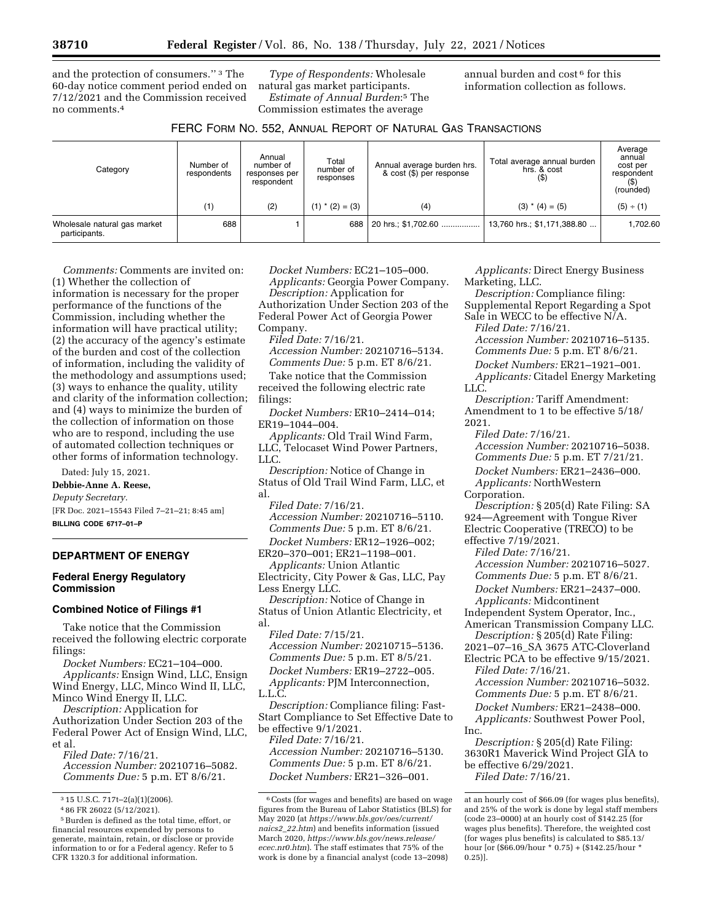and the protection of consumers." [3] The 60-day notice comment period ended on 7/12/2021 and the Commission received no comments.[4]

*Type of Respondents:* Wholesale natural gas market participants.

*Estimate of Annual Burden:*[5] The Commission estimates the average annual burden and cost [6] for this information collection as follows.

FERC FORM NO. 552, ANNUAL REPORT OF NATURAL GAS TRANSACTIONS

| Category | Number of respondents | Annual number of responses per respondent | Total number of responses | Annual average burden hrs. & cost ($) per response | Total average annual burden hrs. & cost ($) | Average annual cost per respondent ($) (rounded) |
|---|---|---|---|---|---|---|
| | (1) | (2) | (1) * (2) = (3) | (4) | (3) * (4) = (5) | (5) ÷ (1) |
| Wholesale natural gas market participants. | 688 | 1 | 688 | 20 hrs.; $1,702.60 | 13,760 hrs.; $1,171,388.80 | 1,702.60 |

*Comments:* Comments are invited on: (1) Whether the collection of information is necessary for the proper performance of the functions of the Commission, including whether the information will have practical utility; (2) the accuracy of the agency's estimate of the burden and cost of the collection of information, including the validity of the methodology and assumptions used; (3) ways to enhance the quality, utility and clarity of the information collection; and (4) ways to minimize the burden of the collection of information on those who are to respond, including the use of automated collection techniques or other forms of information technology.

Dated: July 15, 2021.

**Debbie-Anne A. Reese,**

*Deputy Secretary.*

[FR Doc. 2021–15543 Filed 7–21–21; 8:45 am]

**BILLING CODE 6717–01–P**

---

## DEPARTMENT OF ENERGY

### Federal Energy Regulatory Commission

### Combined Notice of Filings #1

Take notice that the Commission received the following electric corporate filings:

*Docket Numbers:* EC21–104–000.
*Applicants:* Ensign Wind, LLC, Ensign Wind Energy, LLC, Minco Wind II, LLC, Minco Wind Energy II, LLC.
*Description:* Application for Authorization Under Section 203 of the Federal Power Act of Ensign Wind, LLC, et al.
*Filed Date:* 7/16/21.
*Accession Number:* 20210716–5082.
*Comments Due:* 5 p.m. ET 8/6/21.

*Docket Numbers:* EC21–105–000.
*Applicants:* Georgia Power Company.
*Description:* Application for Authorization Under Section 203 of the Federal Power Act of Georgia Power Company.
*Filed Date:* 7/16/21.
*Accession Number:* 20210716–5134.
*Comments Due:* 5 p.m. ET 8/6/21.

Take notice that the Commission received the following electric rate filings:

*Docket Numbers:* ER10–2414–014; ER19–1044–004.
*Applicants:* Old Trail Wind Farm, LLC, Telocaset Wind Power Partners, LLC.
*Description:* Notice of Change in Status of Old Trail Wind Farm, LLC, et al.
*Filed Date:* 7/16/21.
*Accession Number:* 20210716–5110.
*Comments Due:* 5 p.m. ET 8/6/21.

*Docket Numbers:* ER12–1926–002; ER20–370–001; ER21–1198–001.
*Applicants:* Union Atlantic Electricity, City Power & Gas, LLC, Pay Less Energy LLC.
*Description:* Notice of Change in Status of Union Atlantic Electricity, et al.
*Filed Date:* 7/15/21.
*Accession Number:* 20210715–5136.
*Comments Due:* 5 p.m. ET 8/5/21.

*Docket Numbers:* ER19–2722–005.
*Applicants:* PJM Interconnection, L.L.C.
*Description:* Compliance filing: Fast-Start Compliance to Set Effective Date to be effective 9/1/2021.
*Filed Date:* 7/16/21.
*Accession Number:* 20210716–5130.
*Comments Due:* 5 p.m. ET 8/6/21.

*Docket Numbers:* ER21–326–001.
*Applicants:* Direct Energy Business Marketing, LLC.
*Description:* Compliance filing: Supplemental Report Regarding a Spot Sale in WECC to be effective N/A.
*Filed Date:* 7/16/21.
*Accession Number:* 20210716–5135.
*Comments Due:* 5 p.m. ET 8/6/21.

*Docket Numbers:* ER21–1921–001.
*Applicants:* Citadel Energy Marketing LLC.
*Description:* Tariff Amendment: Amendment to 1 to be effective 5/18/2021.
*Filed Date:* 7/16/21.
*Accession Number:* 20210716–5038.
*Comments Due:* 5 p.m. ET 7/21/21.

*Docket Numbers:* ER21–2436–000.
*Applicants:* NorthWestern Corporation.
*Description:* § 205(d) Rate Filing: SA 924—Agreement with Tongue River Electric Cooperative (TRECO) to be effective 7/19/2021.
*Filed Date:* 7/16/21.
*Accession Number:* 20210716–5027.
*Comments Due:* 5 p.m. ET 8/6/21.

*Docket Numbers:* ER21–2437–000.
*Applicants:* Midcontinent Independent System Operator, Inc., American Transmission Company LLC.
*Description:* § 205(d) Rate Filing: 2021–07–16_SA 3675 ATC-Cloverland Electric PCA to be effective 9/15/2021.
*Filed Date:* 7/16/21.
*Accession Number:* 20210716–5032.
*Comments Due:* 5 p.m. ET 8/6/21.

*Docket Numbers:* ER21–2438–000.
*Applicants:* Southwest Power Pool, Inc.
*Description:* § 205(d) Rate Filing: 3630R1 Maverick Wind Project GIA to be effective 6/29/2021.
*Filed Date:* 7/16/21.

---

[3] 15 U.S.C. 717t–2(a)(1)(2006).

[4] 86 FR 26022 (5/12/2021).

[5] Burden is defined as the total time, effort, or financial resources expended by persons to generate, maintain, retain, or disclose or provide information to or for a Federal agency. Refer to 5 CFR 1320.3 for additional information.

[6] Costs (for wages and benefits) are based on wage figures from the Bureau of Labor Statistics (BLS) for May 2020 (at *https://www.bls.gov/oes/current/naics2_22.htm*) and benefits information (issued March 2020, *https://www.bls.gov/news.release/ecec.nr0.htm*). The staff estimates that 75% of the work is done by a financial analyst (code 13–2098) at an hourly cost of $66.09 (for wages plus benefits), and 25% of the work is done by legal staff members (code 23–0000) at an hourly cost of $142.25 (for wages plus benefits). Therefore, the weighted cost (for wages plus benefits) is calculated to $85.13/hour [or ($66.09/hour * 0.75) + ($142.25/hour * 0.25)].